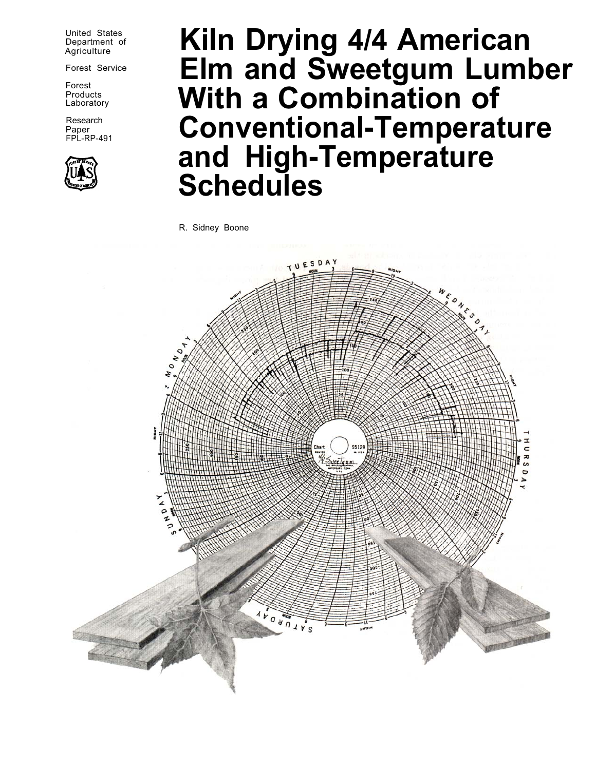United States Department of Agriculture

Forest Service

Forest Products Laboratory

Research Paper FPL-RP-491

# Kiln Drying 4/4 American Elm and Sweetgum Lumber With a Combination of Conventional-Temperature and High-Temperature Schedules

R. Sidney Boone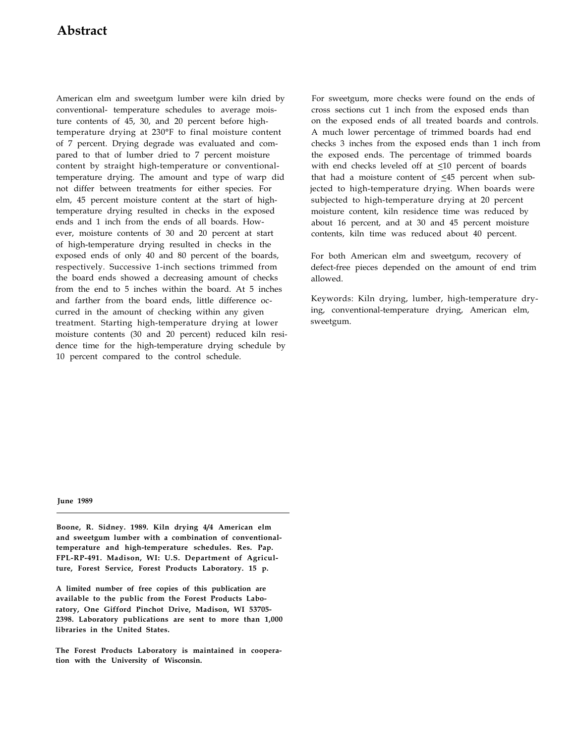# Abstract

American elm and sweetgum lumber were kiln dried by conventional- temperature schedules to average moisture contents of 45, 30, and 20 percent before high-temperature drying at 230°F to final moisture content of 7 percent. Drying degrade was evaluated and compared to that of lumber dried to 7 percent moisture content by straight high-temperature or conventional-temperature drying. The amount and type of warp did not differ between treatments for either species. For elm, 45 percent moisture content at the start of high-temperature drying resulted in checks in the exposed ends and 1 inch from the ends of all boards. However, moisture contents of 30 and 20 percent at start of high-temperature drying resulted in checks in the exposed ends of only 40 and 80 percent of the boards, respectively. Successive 1-inch sections trimmed from the board ends showed a decreasing amount of checks from the end to 5 inches within the board. At 5 inches and farther from the board ends, little difference occurred in the amount of checking within any given treatment. Starting high-temperature drying at lower moisture contents (30 and 20 percent) reduced kiln residence time for the high-temperature drying schedule by 10 percent compared to the control schedule.

For sweetgum, more checks were found on the ends of cross sections cut 1 inch from the exposed ends than on the exposed ends of all treated boards and controls. A much lower percentage of trimmed boards had end checks 3 inches from the exposed ends than 1 inch from the exposed ends. The percentage of trimmed boards with end checks leveled off at ≤10 percent of boards that had a moisture content of ≤45 percent when subjected to high-temperature drying. When boards were subjected to high-temperature drying at 20 percent moisture content, kiln residence time was reduced by about 16 percent, and at 30 and 45 percent moisture contents, kiln time was reduced about 40 percent.

For both American elm and sweetgum, recovery of defect-free pieces depended on the amount of end trim allowed.

Keywords: Kiln drying, lumber, high-temperature drying, conventional-temperature drying, American elm, sweetgum.

**June 1989**

**Boone, R. Sidney. 1989. Kiln drying 4/4 American elm and sweetgum lumber with a combination of conventional-temperature and high-temperature schedules. Res. Pap. FPL-RP-491. Madison, WI: U.S. Department of Agriculture, Forest Service, Forest Products Laboratory. 15 p.**

**A limited number of free copies of this publication are available to the public from the Forest Products Laboratory, One Gifford Pinchot Drive, Madison, WI 53705-2398. Laboratory publications are sent to more than 1,000 libraries in the United States.**

**The Forest Products Laboratory is maintained in cooperation with the University of Wisconsin.**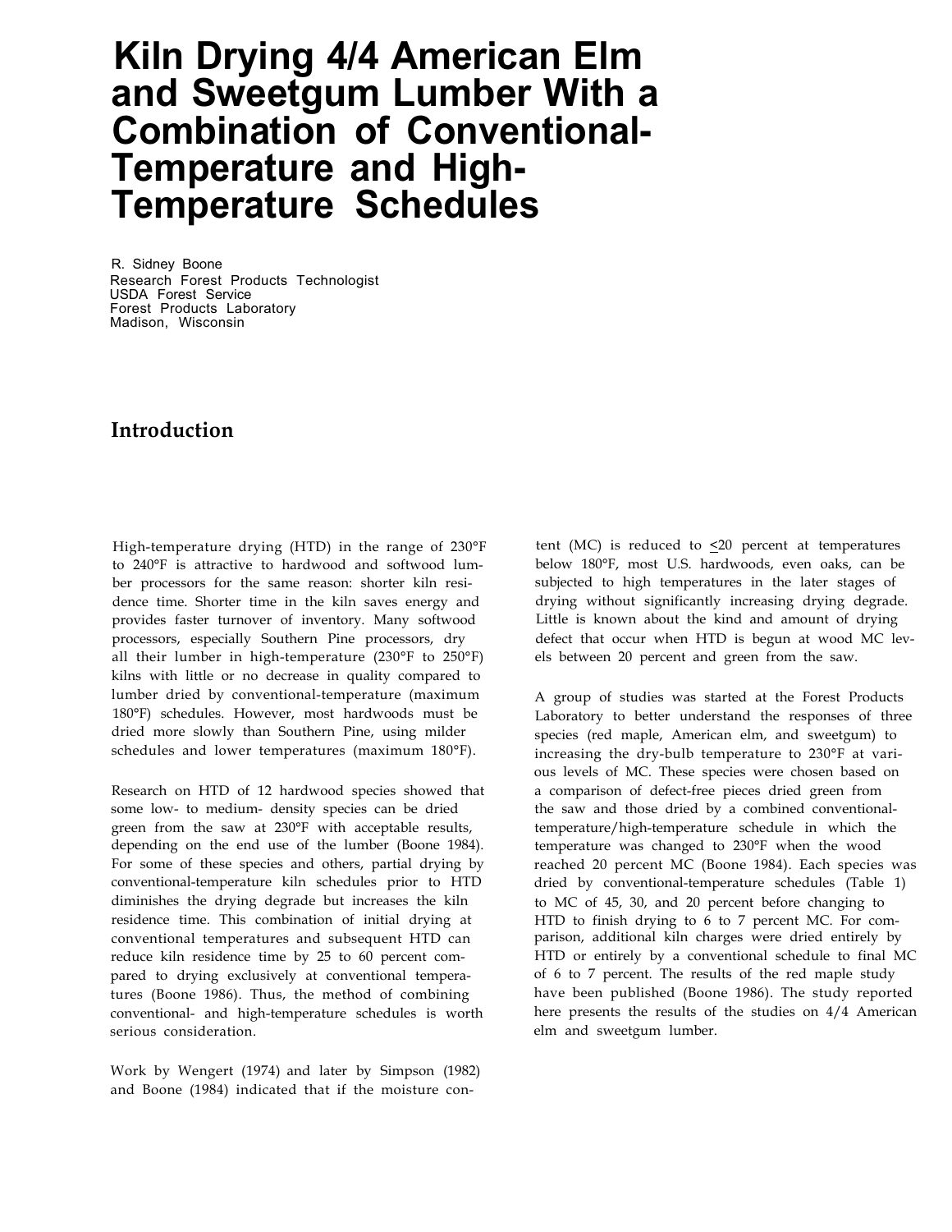# Kiln Drying 4/4 American Elm and Sweetgum Lumber With a Combination of Conventional-Temperature and High-Temperature Schedules

R. Sidney Boone
Research Forest Products Technologist
USDA Forest Service
Forest Products Laboratory
Madison, Wisconsin

## Introduction

High-temperature drying (HTD) in the range of 230°F to 240°F is attractive to hardwood and softwood lumber processors for the same reason: shorter kiln residence time. Shorter time in the kiln saves energy and provides faster turnover of inventory. Many softwood processors, especially Southern Pine processors, dry all their lumber in high-temperature (230°F to 250°F) kilns with little or no decrease in quality compared to lumber dried by conventional-temperature (maximum 180°F) schedules. However, most hardwoods must be dried more slowly than Southern Pine, using milder schedules and lower temperatures (maximum 180°F).

Research on HTD of 12 hardwood species showed that some low- to medium- density species can be dried green from the saw at 230°F with acceptable results, depending on the end use of the lumber (Boone 1984). For some of these species and others, partial drying by conventional-temperature kiln schedules prior to HTD diminishes the drying degrade but increases the kiln residence time. This combination of initial drying at conventional temperatures and subsequent HTD can reduce kiln residence time by 25 to 60 percent compared to drying exclusively at conventional temperatures (Boone 1986). Thus, the method of combining conventional- and high-temperature schedules is worth serious consideration.

Work by Wengert (1974) and later by Simpson (1982) and Boone (1984) indicated that if the moisture content (MC) is reduced to ≤20 percent at temperatures below 180°F, most U.S. hardwoods, even oaks, can be subjected to high temperatures in the later stages of drying without significantly increasing drying degrade. Little is known about the kind and amount of drying defect that occur when HTD is begun at wood MC levels between 20 percent and green from the saw.

A group of studies was started at the Forest Products Laboratory to better understand the responses of three species (red maple, American elm, and sweetgum) to increasing the dry-bulb temperature to 230°F at various levels of MC. These species were chosen based on a comparison of defect-free pieces dried green from the saw and those dried by a combined conventional-temperature/high-temperature schedule in which the temperature was changed to 230°F when the wood reached 20 percent MC (Boone 1984). Each species was dried by conventional-temperature schedules (Table 1) to MC of 45, 30, and 20 percent before changing to HTD to finish drying to 6 to 7 percent MC. For comparison, additional kiln charges were dried entirely by HTD or entirely by a conventional schedule to final MC of 6 to 7 percent. The results of the red maple study have been published (Boone 1986). The study reported here presents the results of the studies on 4/4 American elm and sweetgum lumber.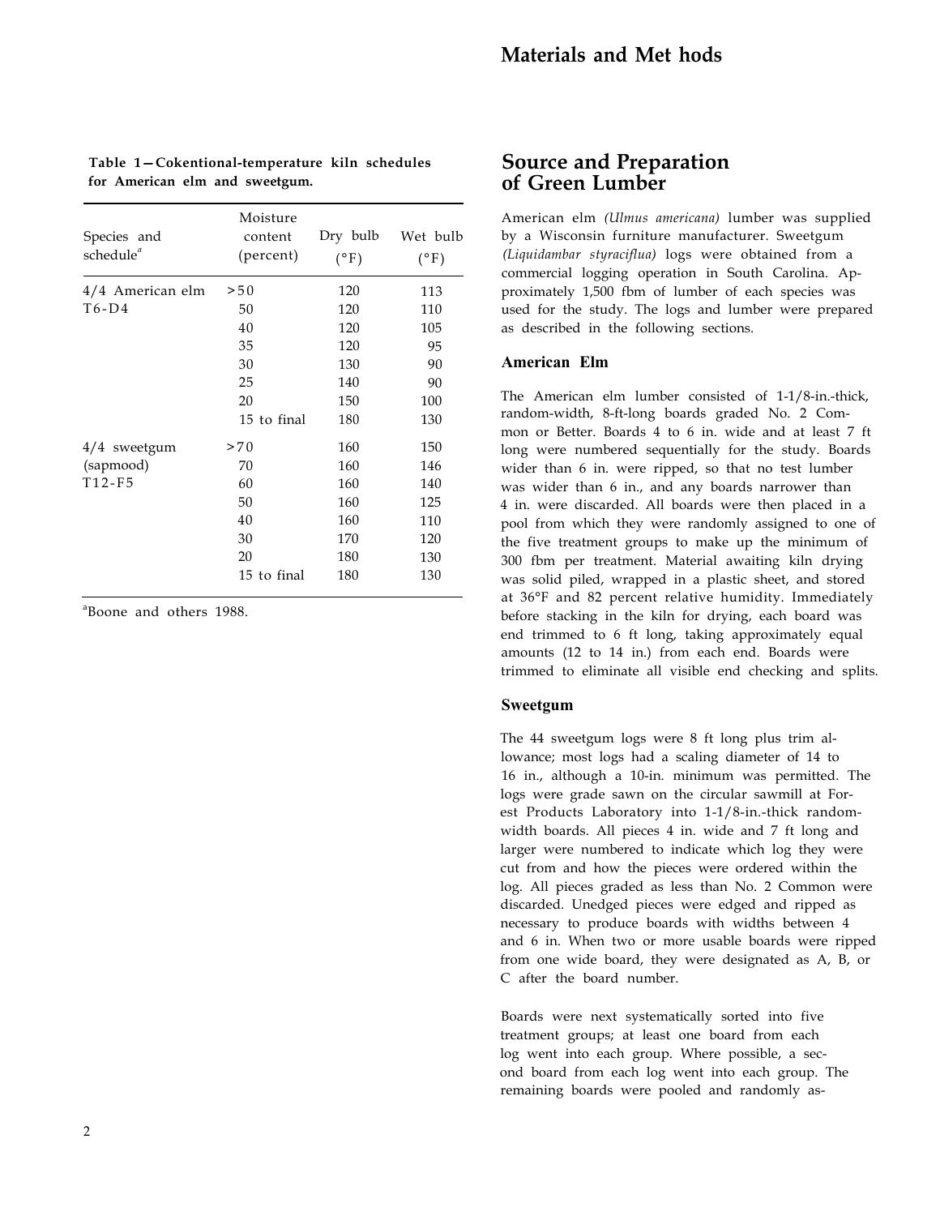# Materials and Met hods

**Table 1—Cokentional-temperature kiln schedules for American elm and sweetgum.**

| Species and schedule[a] | Moisture content (percent) | Dry bulb (°F) | Wet bulb (°F) |
|---|---|---|---|
| 4/4 American elm | >50 | 120 | 113 |
| T6-D4 | 50 | 120 | 110 |
| | 40 | 120 | 105 |
| | 35 | 120 | 95 |
| | 30 | 130 | 90 |
| | 25 | 140 | 90 |
| | 20 | 150 | 100 |
| | 15 to final | 180 | 130 |
| 4/4 sweetgum | >70 | 160 | 150 |
| (sapmood) | 70 | 160 | 146 |
| T12-F5 | 60 | 160 | 140 |
| | 50 | 160 | 125 |
| | 40 | 160 | 110 |
| | 30 | 170 | 120 |
| | 20 | 180 | 130 |
| | 15 to final | 180 | 130 |

[a]Boone and others 1988.

## Source and Preparation of Green Lumber

American elm *(Ulmus americana)* lumber was supplied by a Wisconsin furniture manufacturer. Sweetgum *(Liquidambar styraciflua)* logs were obtained from a commercial logging operation in South Carolina. Approximately 1,500 fbm of lumber of each species was used for the study. The logs and lumber were prepared as described in the following sections.

### American Elm

The American elm lumber consisted of 1-1/8-in.-thick, random-width, 8-ft-long boards graded No. 2 Common or Better. Boards 4 to 6 in. wide and at least 7 ft long were numbered sequentially for the study. Boards wider than 6 in. were ripped, so that no test lumber was wider than 6 in., and any boards narrower than 4 in. were discarded. All boards were then placed in a pool from which they were randomly assigned to one of the five treatment groups to make up the minimum of 300 fbm per treatment. Material awaiting kiln drying was solid piled, wrapped in a plastic sheet, and stored at 36°F and 82 percent relative humidity. Immediately before stacking in the kiln for drying, each board was end trimmed to 6 ft long, taking approximately equal amounts (12 to 14 in.) from each end. Boards were trimmed to eliminate all visible end checking and splits.

### Sweetgum

The 44 sweetgum logs were 8 ft long plus trim allowance; most logs had a scaling diameter of 14 to 16 in., although a 10-in. minimum was permitted. The logs were grade sawn on the circular sawmill at Forest Products Laboratory into 1-1/8-in.-thick random-width boards. All pieces 4 in. wide and 7 ft long and larger were numbered to indicate which log they were cut from and how the pieces were ordered within the log. All pieces graded as less than No. 2 Common were discarded. Unedged pieces were edged and ripped as necessary to produce boards with widths between 4 and 6 in. When two or more usable boards were ripped from one wide board, they were designated as A, B, or C after the board number.

Boards were next systematically sorted into five treatment groups; at least one board from each log went into each group. Where possible, a second board from each log went into each group. The remaining boards were pooled and randomly as-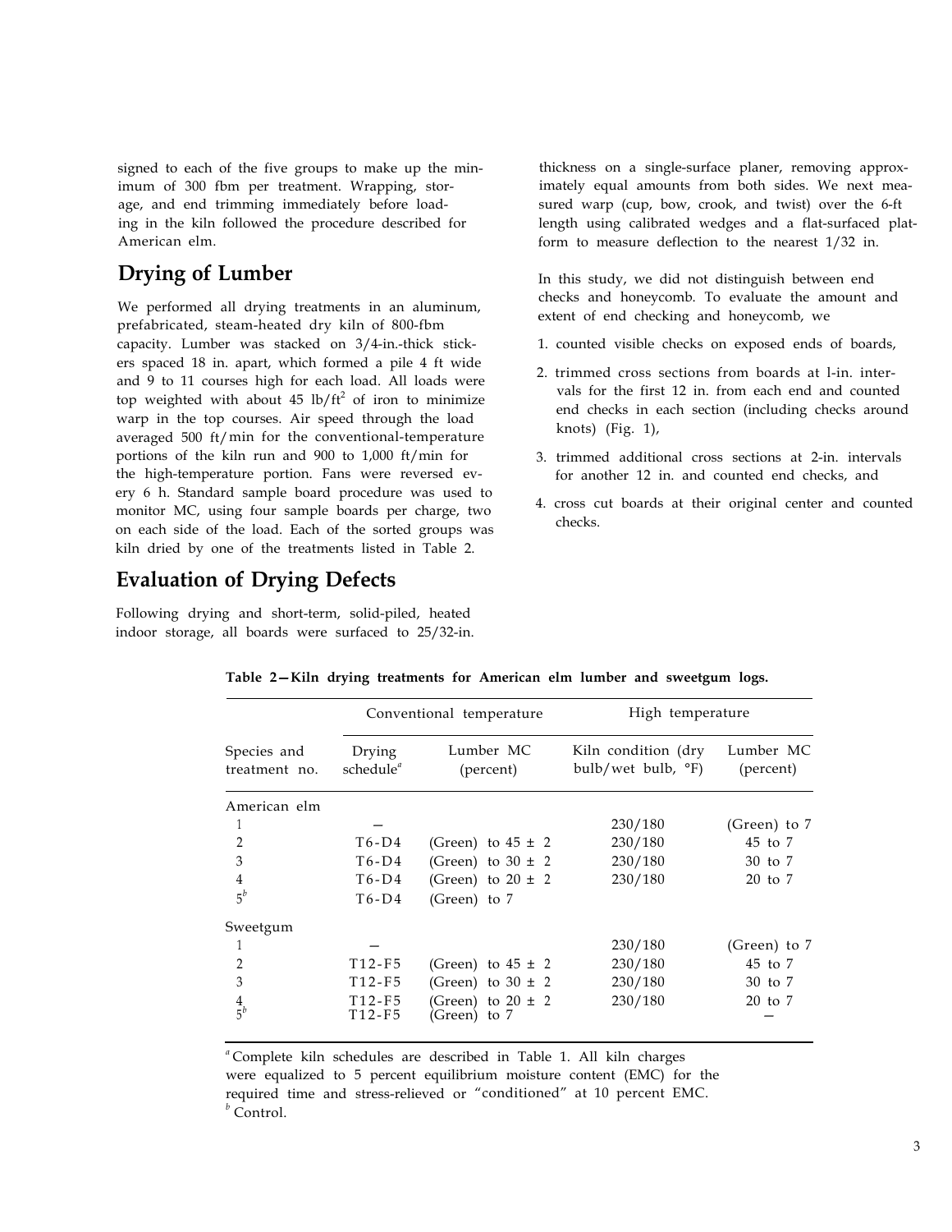signed to each of the five groups to make up the minimum of 300 fbm per treatment. Wrapping, storage, and end trimming immediately before loading in the kiln followed the procedure described for American elm.

## Drying of Lumber

We performed all drying treatments in an aluminum, prefabricated, steam-heated dry kiln of 800-fbm capacity. Lumber was stacked on 3/4-in.-thick stickers spaced 18 in. apart, which formed a pile 4 ft wide and 9 to 11 courses high for each load. All loads were top weighted with about 45 lb/ft$^2$ of iron to minimize warp in the top courses. Air speed through the load averaged 500 ft/min for the conventional-temperature portions of the kiln run and 900 to 1,000 ft/min for the high-temperature portion. Fans were reversed every 6 h. Standard sample board procedure was used to monitor MC, using four sample boards per charge, two on each side of the load. Each of the sorted groups was kiln dried by one of the treatments listed in Table 2.

## Evaluation of Drying Defects

Following drying and short-term, solid-piled, heated indoor storage, all boards were surfaced to 25/32-in. thickness on a single-surface planer, removing approximately equal amounts from both sides. We next measured warp (cup, bow, crook, and twist) over the 6-ft length using calibrated wedges and a flat-surfaced platform to measure deflection to the nearest 1/32 in.

In this study, we did not distinguish between end checks and honeycomb. To evaluate the amount and extent of end checking and honeycomb, we

1. counted visible checks on exposed ends of boards,
2. trimmed cross sections from boards at 1-in. intervals for the first 12 in. from each end and counted end checks in each section (including checks around knots) (Fig. 1),
3. trimmed additional cross sections at 2-in. intervals for another 12 in. and counted end checks, and
4. cross cut boards at their original center and counted checks.

**Table 2—Kiln drying treatments for American elm lumber and sweetgum logs.**

| | Conventional temperature | | High temperature | |
|---|---|---|---|---|
| Species and treatment no. | Drying schedule[a] | Lumber MC (percent) | Kiln condition (dry bulb/wet bulb, °F) | Lumber MC (percent) |
| American elm | | | | |
| 1 | — | | 230/180 | (Green) to 7 |
| 2 | T6-D4 | (Green) to 45 ± 2 | 230/180 | 45 to 7 |
| 3 | T6-D4 | (Green) to 30 ± 2 | 230/180 | 30 to 7 |
| 4 | T6-D4 | (Green) to 20 ± 2 | 230/180 | 20 to 7 |
| 5[b] | T6-D4 | (Green) to 7 | | |
| Sweetgum | | | | |
| 1 | — | | 230/180 | (Green) to 7 |
| 2 | T12-F5 | (Green) to 45 ± 2 | 230/180 | 45 to 7 |
| 3 | T12-F5 | (Green) to 30 ± 2 | 230/180 | 30 to 7 |
| 4 | T12-F5 | (Green) to 20 ± 2 | 230/180 | 20 to 7 |
| 5[b] | T12-F5 | (Green) to 7 | | — |

[a] Complete kiln schedules are described in Table 1. All kiln charges were equalized to 5 percent equilibrium moisture content (EMC) for the required time and stress-relieved or "conditioned" at 10 percent EMC.
[b] Control.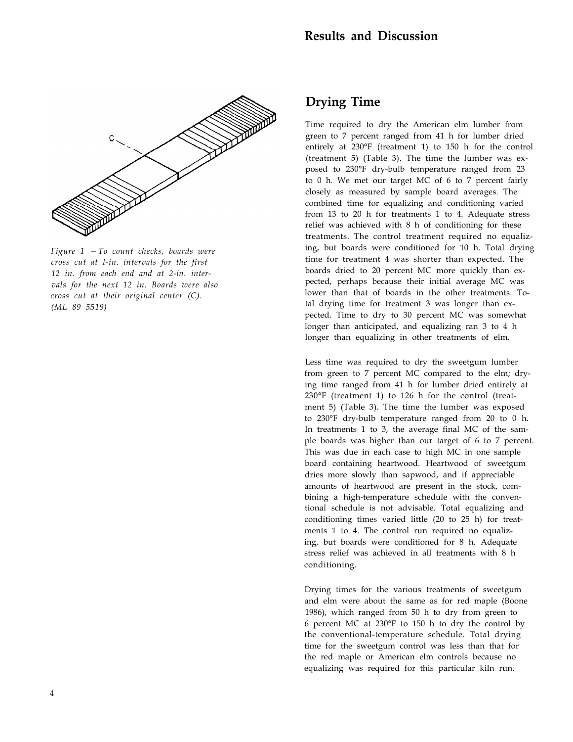# Results and Discussion

Figure 1 — *To count checks, boards were cross cut at 1-in. intervals for the first 12 in. from each end and at 2-in. intervals for the next 12 in. Boards were also cross cut at their original center (C). (ML 89 5519)*

## Drying Time

Time required to dry the American elm lumber from green to 7 percent ranged from 41 h for lumber dried entirely at 230°F (treatment 1) to 150 h for the control (treatment 5) (Table 3). The time the lumber was exposed to 230°F dry-bulb temperature ranged from 23 to 0 h. We met our target MC of 6 to 7 percent fairly closely as measured by sample board averages. The combined time for equalizing and conditioning varied from 13 to 20 h for treatments 1 to 4. Adequate stress relief was achieved with 8 h of conditioning for these treatments. The control treatment required no equalizing, but boards were conditioned for 10 h. Total drying time for treatment 4 was shorter than expected. The boards dried to 20 percent MC more quickly than expected, perhaps because their initial average MC was lower than that of boards in the other treatments. Total drying time for treatment 3 was longer than expected. Time to dry to 30 percent MC was somewhat longer than anticipated, and equalizing ran 3 to 4 h longer than equalizing in other treatments of elm.

Less time was required to dry the sweetgum lumber from green to 7 percent MC compared to the elm; drying time ranged from 41 h for lumber dried entirely at 230°F (treatment 1) to 126 h for the control (treatment 5) (Table 3). The time the lumber was exposed to 230°F dry-bulb temperature ranged from 20 to 0 h. In treatments 1 to 3, the average final MC of the sample boards was higher than our target of 6 to 7 percent. This was due in each case to high MC in one sample board containing heartwood. Heartwood of sweetgum dries more slowly than sapwood, and if appreciable amounts of heartwood are present in the stock, combining a high-temperature schedule with the conventional schedule is not advisable. Total equalizing and conditioning times varied little (20 to 25 h) for treatments 1 to 4. The control run required no equalizing, but boards were conditioned for 8 h. Adequate stress relief was achieved in all treatments with 8 h conditioning.

Drying times for the various treatments of sweetgum and elm were about the same as for red maple (Boone 1986), which ranged from 50 h to dry from green to 6 percent MC at 230°F to 150 h to dry the control by the conventional-temperature schedule. Total drying time for the sweetgum control was less than that for the red maple or American elm controls because no equalizing was required for this particular kiln run.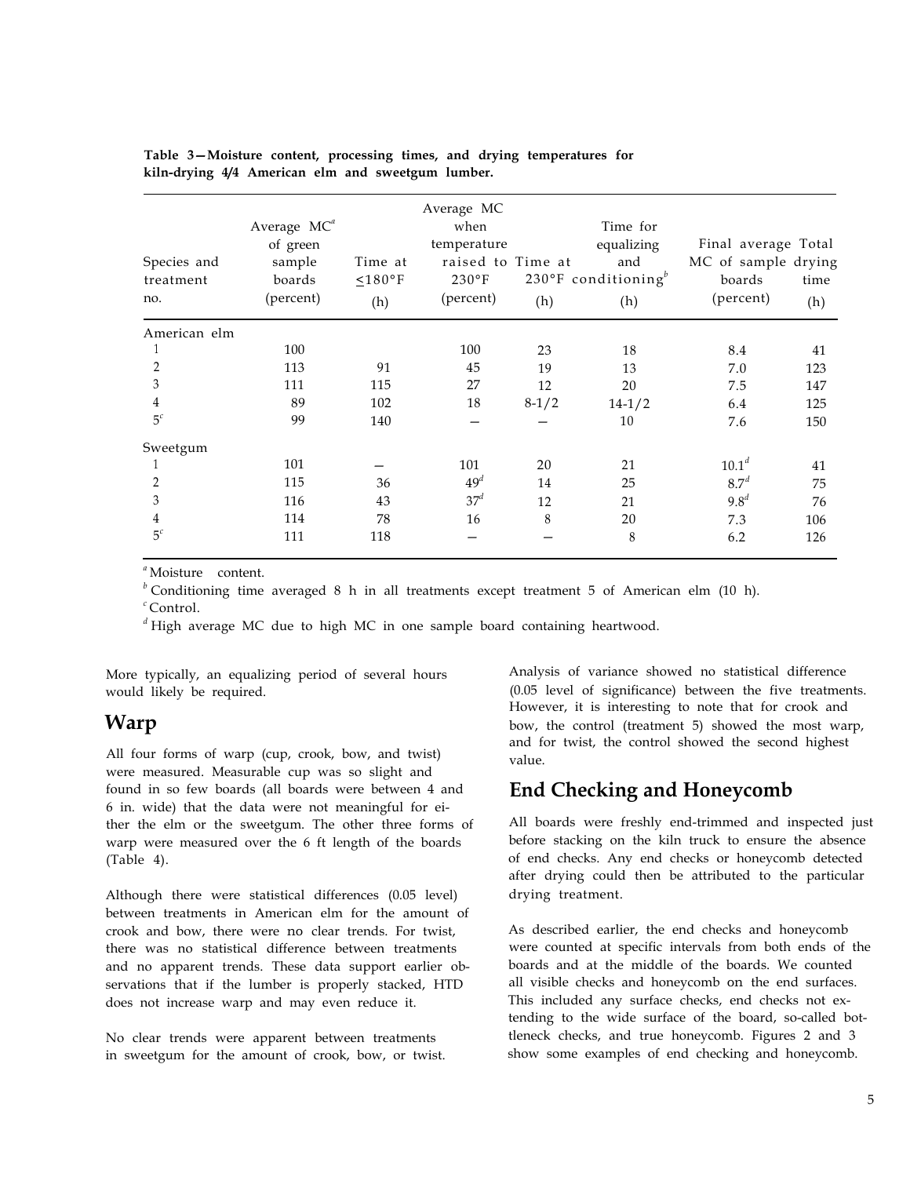**Table 3—Moisture content, processing times, and drying temperatures for kiln-drying 4/4 American elm and sweetgum lumber.**

| Species and treatment no. | Average MC[a] of green sample boards (percent) | Time at ≤180°F (h) | Average MC when temperature raised to 230°F (percent) | Time at 230°F (h) | Time for equalizing and conditioning[b] (h) | Final average MC of sample boards (percent) | Total drying time (h) |
|---|---|---|---|---|---|---|---|
| American elm | | | | | | | |
| 1 | 100 | | 100 | 23 | 18 | 8.4 | 41 |
| 2 | 113 | 91 | 45 | 19 | 13 | 7.0 | 123 |
| 3 | 111 | 115 | 27 | 12 | 20 | 7.5 | 147 |
| 4 | 89 | 102 | 18 | 8-1/2 | 14-1/2 | 6.4 | 125 |
| 5[c] | 99 | 140 | — | — | 10 | 7.6 | 150 |
| Sweetgum | | | | | | | |
| 1 | 101 | — | 101 | 20 | 21 | 10.1[d] | 41 |
| 2 | 115 | 36 | 49[d] | 14 | 25 | 8.7[d] | 75 |
| 3 | 116 | 43 | 37[d] | 12 | 21 | 9.8[d] | 76 |
| 4 | 114 | 78 | 16 | 8 | 20 | 7.3 | 106 |
| 5[c] | 111 | 118 | — | — | 8 | 6.2 | 126 |

[a] Moisture content.
[b] Conditioning time averaged 8 h in all treatments except treatment 5 of American elm (10 h).
[c] Control.
[d] High average MC due to high MC in one sample board containing heartwood.

More typically, an equalizing period of several hours would likely be required.

## Warp

All four forms of warp (cup, crook, bow, and twist) were measured. Measurable cup was so slight and found in so few boards (all boards were between 4 and 6 in. wide) that the data were not meaningful for either the elm or the sweetgum. The other three forms of warp were measured over the 6 ft length of the boards (Table 4).

Although there were statistical differences (0.05 level) between treatments in American elm for the amount of crook and bow, there were no clear trends. For twist, there was no statistical difference between treatments and no apparent trends. These data support earlier observations that if the lumber is properly stacked, HTD does not increase warp and may even reduce it.

No clear trends were apparent between treatments in sweetgum for the amount of crook, bow, or twist. Analysis of variance showed no statistical difference (0.05 level of significance) between the five treatments. However, it is interesting to note that for crook and bow, the control (treatment 5) showed the most warp, and for twist, the control showed the second highest value.

## End Checking and Honeycomb

All boards were freshly end-trimmed and inspected just before stacking on the kiln truck to ensure the absence of end checks. Any end checks or honeycomb detected after drying could then be attributed to the particular drying treatment.

As described earlier, the end checks and honeycomb were counted at specific intervals from both ends of the boards and at the middle of the boards. We counted all visible checks and honeycomb on the end surfaces. This included any surface checks, end checks not extending to the wide surface of the board, so-called bottleneck checks, and true honeycomb. Figures 2 and 3 show some examples of end checking and honeycomb.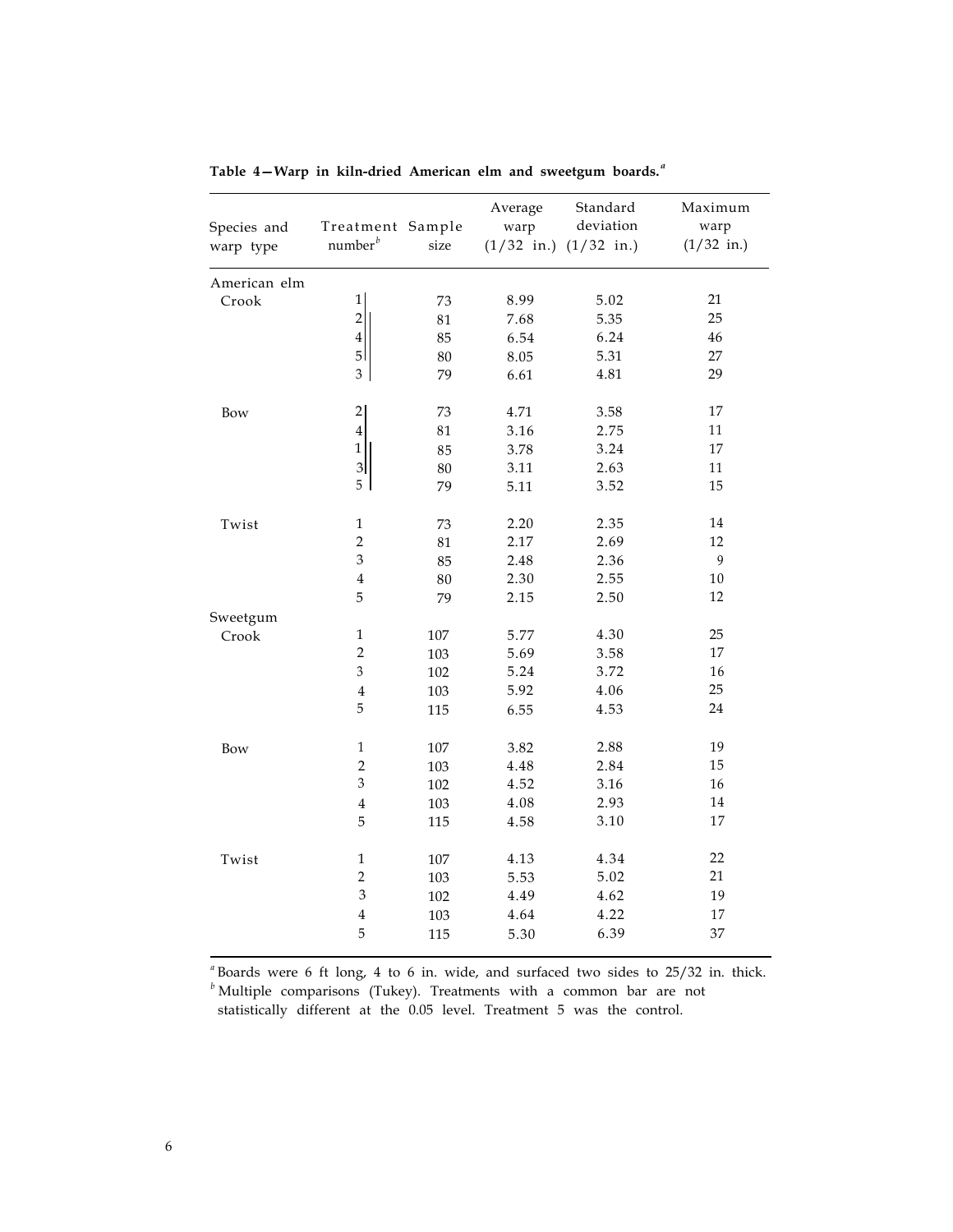**Table 4—Warp in kiln-dried American elm and sweetgum boards.**[a]

| Species and warp type | Treatment number[b] | Sample size | Average warp (1/32 in.) | Standard deviation (1/32 in.) | Maximum warp (1/32 in.) |
|---|---|---|---|---|---|
| American elm | | | | | |
| Crook | 1 | 73 | 8.99 | 5.02 | 21 |
| | 2 | 81 | 7.68 | 5.35 | 25 |
| | 4 | 85 | 6.54 | 6.24 | 46 |
| | 5 | 80 | 8.05 | 5.31 | 27 |
| | 3 | 79 | 6.61 | 4.81 | 29 |
| Bow | 2 | 73 | 4.71 | 3.58 | 17 |
| | 4 | 81 | 3.16 | 2.75 | 11 |
| | 1 | 85 | 3.78 | 3.24 | 17 |
| | 3 | 80 | 3.11 | 2.63 | 11 |
| | 5 | 79 | 5.11 | 3.52 | 15 |
| Twist | 1 | 73 | 2.20 | 2.35 | 14 |
| | 2 | 81 | 2.17 | 2.69 | 12 |
| | 3 | 85 | 2.48 | 2.36 | 9 |
| | 4 | 80 | 2.30 | 2.55 | 10 |
| | 5 | 79 | 2.15 | 2.50 | 12 |
| Sweetgum | | | | | |
| Crook | 1 | 107 | 5.77 | 4.30 | 25 |
| | 2 | 103 | 5.69 | 3.58 | 17 |
| | 3 | 102 | 5.24 | 3.72 | 16 |
| | 4 | 103 | 5.92 | 4.06 | 25 |
| | 5 | 115 | 6.55 | 4.53 | 24 |
| Bow | 1 | 107 | 3.82 | 2.88 | 19 |
| | 2 | 103 | 4.48 | 2.84 | 15 |
| | 3 | 102 | 4.52 | 3.16 | 16 |
| | 4 | 103 | 4.08 | 2.93 | 14 |
| | 5 | 115 | 4.58 | 3.10 | 17 |
| Twist | 1 | 107 | 4.13 | 4.34 | 22 |
| | 2 | 103 | 5.53 | 5.02 | 21 |
| | 3 | 102 | 4.49 | 4.62 | 19 |
| | 4 | 103 | 4.64 | 4.22 | 17 |
| | 5 | 115 | 5.30 | 6.39 | 37 |

[a] Boards were 6 ft long, 4 to 6 in. wide, and surfaced two sides to 25/32 in. thick.
[b] Multiple comparisons (Tukey). Treatments with a common bar are not statistically different at the 0.05 level. Treatment 5 was the control.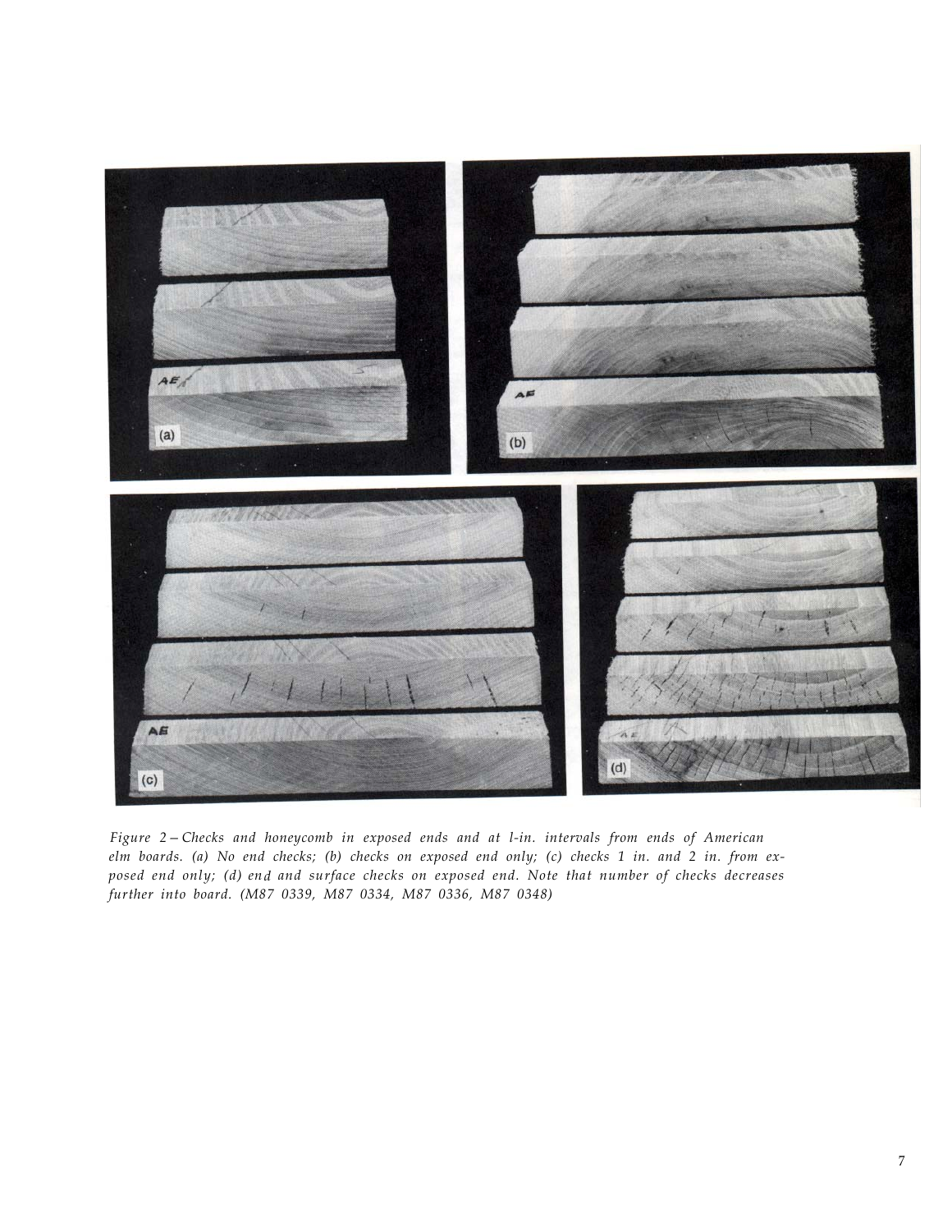*Figure 2 – Checks and honeycomb in exposed ends and at 1-in. intervals from ends of American elm boards. (a) No end checks; (b) checks on exposed end only; (c) checks 1 in. and 2 in. from exposed end only; (d) end and surface checks on exposed end. Note that number of checks decreases further into board. (M87 0339, M87 0334, M87 0336, M87 0348)*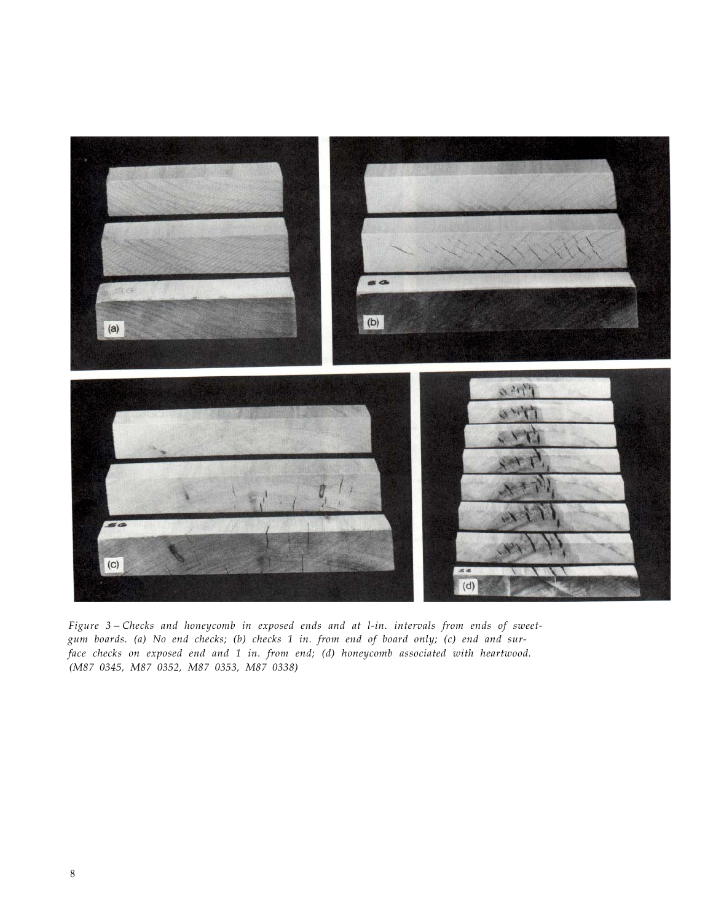*Figure 3 – Checks and honeycomb in exposed ends and at l-in. intervals from ends of sweet-gum boards. (a) No end checks; (b) checks 1 in. from end of board only; (c) end and surface checks on exposed end and 1 in. from end; (d) honeycomb associated with heartwood. (M87 0345, M87 0352, M87 0353, M87 0338)*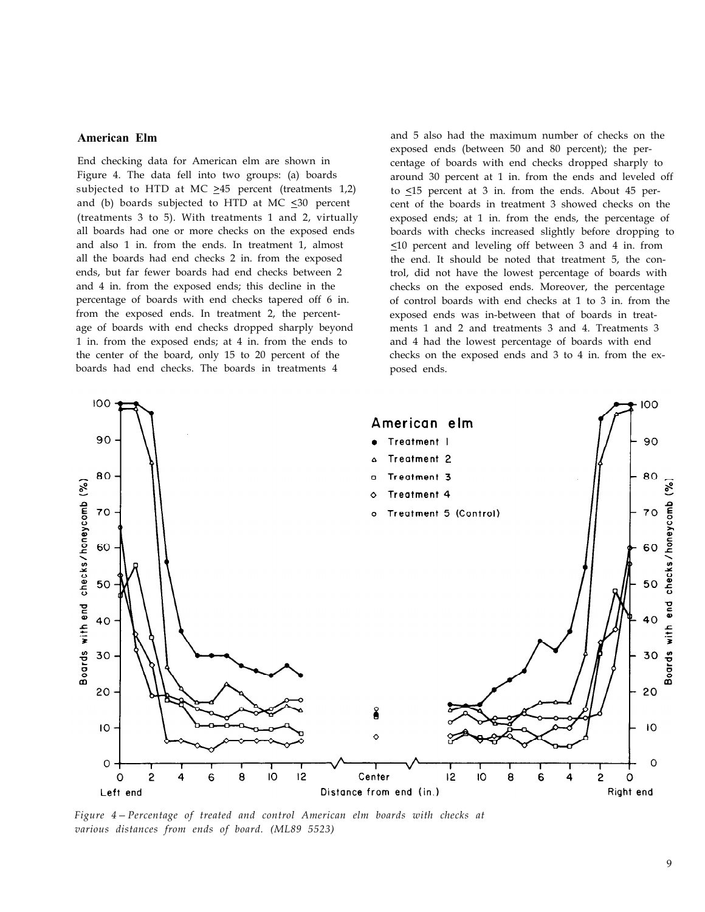## American Elm

End checking data for American elm are shown in Figure 4. The data fell into two groups: (a) boards subjected to HTD at MC ≥45 percent (treatments 1,2) and (b) boards subjected to HTD at MC ≤30 percent (treatments 3 to 5). With treatments 1 and 2, virtually all boards had one or more checks on the exposed ends and also 1 in. from the ends. In treatment 1, almost all the boards had end checks 2 in. from the exposed ends, but far fewer boards had end checks between 2 and 4 in. from the exposed ends; this decline in the percentage of boards with end checks tapered off 6 in. from the exposed ends. In treatment 2, the percentage of boards with end checks dropped sharply beyond 1 in. from the exposed ends; at 4 in. from the ends to the center of the board, only 15 to 20 percent of the boards had end checks. The boards in treatments 4 and 5 also had the maximum number of checks on the exposed ends (between 50 and 80 percent); the percentage of boards with end checks dropped sharply to around 30 percent at 1 in. from the ends and leveled off to ≤15 percent at 3 in. from the ends. About 45 percent of the boards in treatment 3 showed checks on the exposed ends; at 1 in. from the ends, the percentage of boards with checks increased slightly before dropping to ≤10 percent and leveling off between 3 and 4 in. from the end. It should be noted that treatment 5, the control, did not have the lowest percentage of boards with checks on the exposed ends. Moreover, the percentage of control boards with end checks at 1 to 3 in. from the exposed ends was in-between that of boards in treatments 1 and 2 and treatments 3 and 4. Treatments 3 and 4 had the lowest percentage of boards with end checks on the exposed ends and 3 to 4 in. from the exposed ends.

*Figure 4 – Percentage of treated and control American elm boards with checks at various distances from ends of board. (ML89 5523)*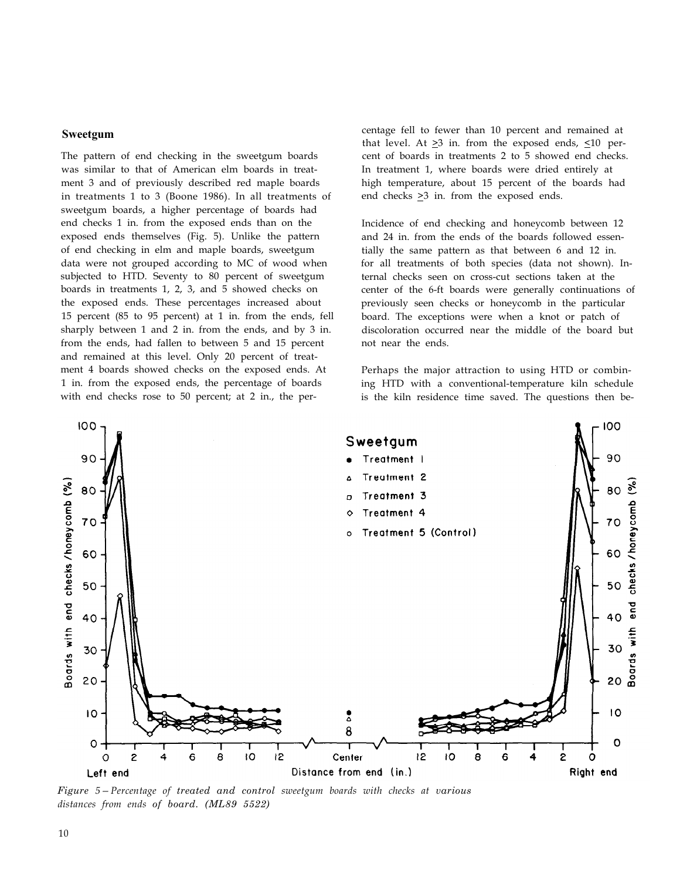## Sweetgum

The pattern of end checking in the sweetgum boards was similar to that of American elm boards in treatment 3 and of previously described red maple boards in treatments 1 to 3 (Boone 1986). In all treatments of sweetgum boards, a higher percentage of boards had end checks 1 in. from the exposed ends than on the exposed ends themselves (Fig. 5). Unlike the pattern of end checking in elm and maple boards, sweetgum data were not grouped according to MC of wood when subjected to HTD. Seventy to 80 percent of sweetgum boards in treatments 1, 2, 3, and 5 showed checks on the exposed ends. These percentages increased about 15 percent (85 to 95 percent) at 1 in. from the ends, fell sharply between 1 and 2 in. from the ends, and by 3 in. from the ends, had fallen to between 5 and 15 percent and remained at this level. Only 20 percent of treatment 4 boards showed checks on the exposed ends. At 1 in. from the exposed ends, the percentage of boards with end checks rose to 50 percent; at 2 in., the percentage fell to fewer than 10 percent and remained at that level. At ≥3 in. from the exposed ends, ≤10 percent of boards in treatments 2 to 5 showed end checks. In treatment 1, where boards were dried entirely at high temperature, about 15 percent of the boards had end checks ≥3 in. from the exposed ends.

Incidence of end checking and honeycomb between 12 and 24 in. from the ends of the boards followed essentially the same pattern as that between 6 and 12 in. for all treatments of both species (data not shown). Internal checks seen on cross-cut sections taken at the center of the 6-ft boards were generally continuations of previously seen checks or honeycomb in the particular board. The exceptions were when a knot or patch of discoloration occurred near the middle of the board but not near the ends.

Perhaps the major attraction to using HTD or combining HTD with a conventional-temperature kiln schedule is the kiln residence time saved. The questions then be-

*Figure 5—Percentage of treated and control sweetgum boards with checks at various distances from ends of board. (ML89 5522)*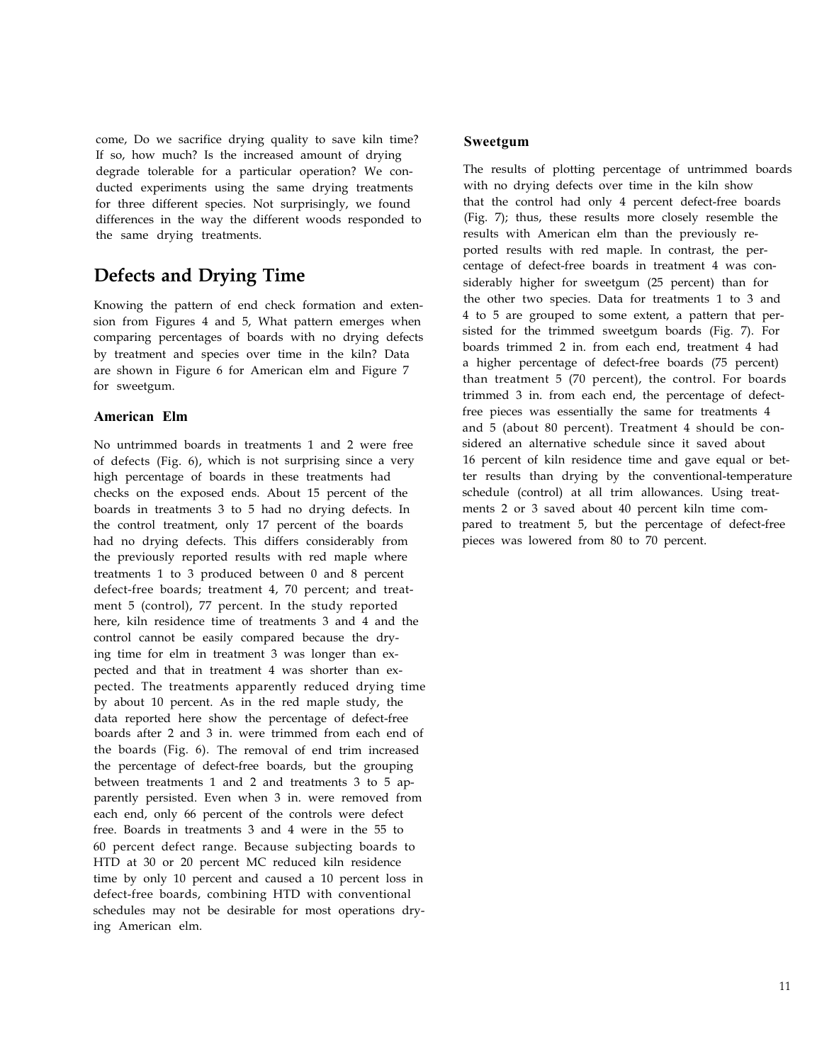come, Do we sacrifice drying quality to save kiln time? If so, how much? Is the increased amount of drying degrade tolerable for a particular operation? We conducted experiments using the same drying treatments for three different species. Not surprisingly, we found differences in the way the different woods responded to the same drying treatments.

## Defects and Drying Time

Knowing the pattern of end check formation and extension from Figures 4 and 5, What pattern emerges when comparing percentages of boards with no drying defects by treatment and species over time in the kiln? Data are shown in Figure 6 for American elm and Figure 7 for sweetgum.

### American Elm

No untrimmed boards in treatments 1 and 2 were free of defects (Fig. 6), which is not surprising since a very high percentage of boards in these treatments had checks on the exposed ends. About 15 percent of the boards in treatments 3 to 5 had no drying defects. In the control treatment, only 17 percent of the boards had no drying defects. This differs considerably from the previously reported results with red maple where treatments 1 to 3 produced between 0 and 8 percent defect-free boards; treatment 4, 70 percent; and treatment 5 (control), 77 percent. In the study reported here, kiln residence time of treatments 3 and 4 and the control cannot be easily compared because the drying time for elm in treatment 3 was longer than expected and that in treatment 4 was shorter than expected. The treatments apparently reduced drying time by about 10 percent. As in the red maple study, the data reported here show the percentage of defect-free boards after 2 and 3 in. were trimmed from each end of the boards (Fig. 6). The removal of end trim increased the percentage of defect-free boards, but the grouping between treatments 1 and 2 and treatments 3 to 5 apparently persisted. Even when 3 in. were removed from each end, only 66 percent of the controls were defect free. Boards in treatments 3 and 4 were in the 55 to 60 percent defect range. Because subjecting boards to HTD at 30 or 20 percent MC reduced kiln residence time by only 10 percent and caused a 10 percent loss in defect-free boards, combining HTD with conventional schedules may not be desirable for most operations drying American elm.

### Sweetgum

The results of plotting percentage of untrimmed boards with no drying defects over time in the kiln show that the control had only 4 percent defect-free boards (Fig. 7); thus, these results more closely resemble the results with American elm than the previously reported results with red maple. In contrast, the percentage of defect-free boards in treatment 4 was considerably higher for sweetgum (25 percent) than for the other two species. Data for treatments 1 to 3 and 4 to 5 are grouped to some extent, a pattern that persisted for the trimmed sweetgum boards (Fig. 7). For boards trimmed 2 in. from each end, treatment 4 had a higher percentage of defect-free boards (75 percent) than treatment 5 (70 percent), the control. For boards trimmed 3 in. from each end, the percentage of defect-free pieces was essentially the same for treatments 4 and 5 (about 80 percent). Treatment 4 should be considered an alternative schedule since it saved about 16 percent of kiln residence time and gave equal or better results than drying by the conventional-temperature schedule (control) at all trim allowances. Using treatments 2 or 3 saved about 40 percent kiln time compared to treatment 5, but the percentage of defect-free pieces was lowered from 80 to 70 percent.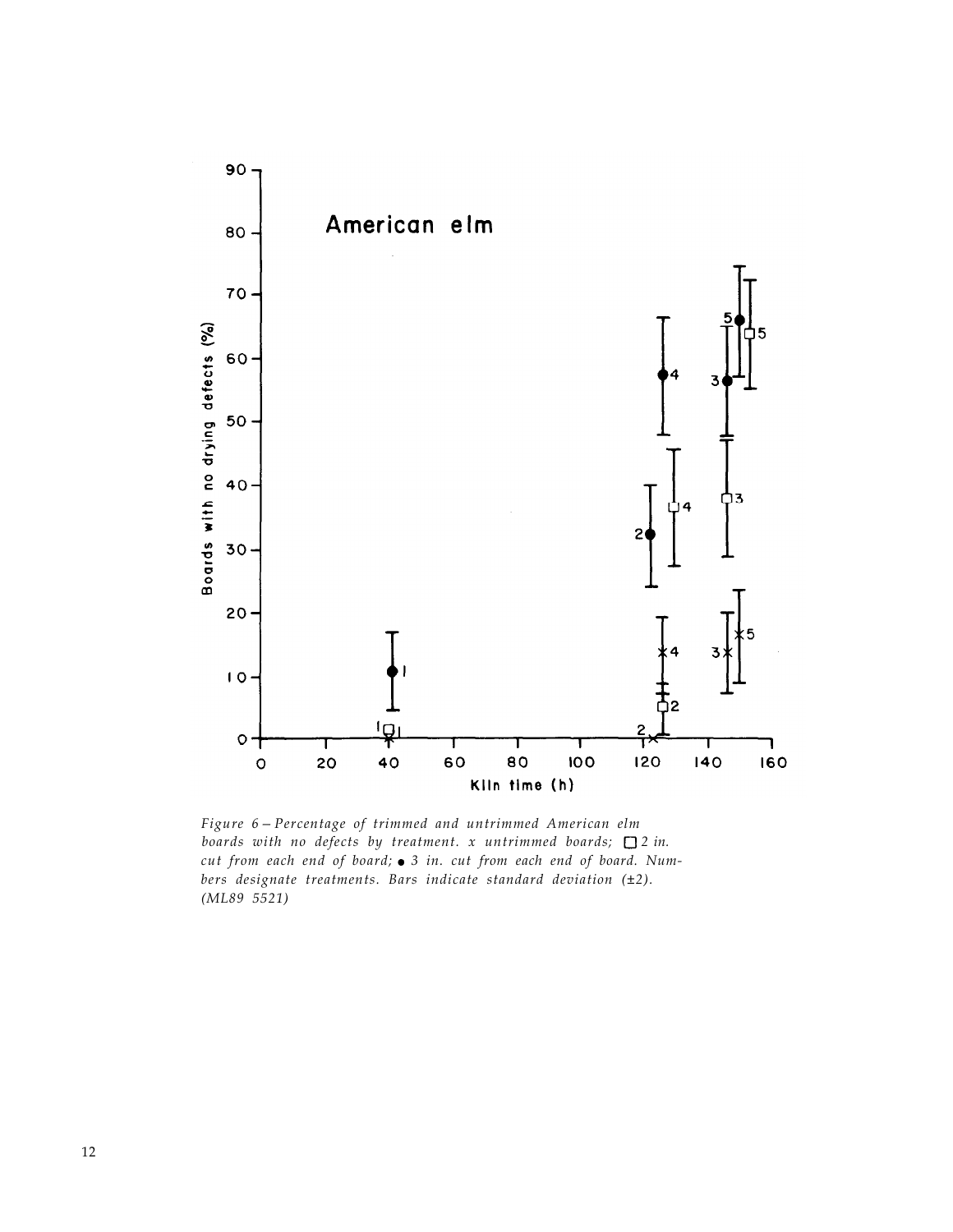Figure 6 – Percentage of trimmed and untrimmed American elm boards with no defects by treatment. x untrimmed boards; □ 2 in. cut from each end of board; ● 3 in. cut from each end of board. Numbers designate treatments. Bars indicate standard deviation (±2). (ML89 5521)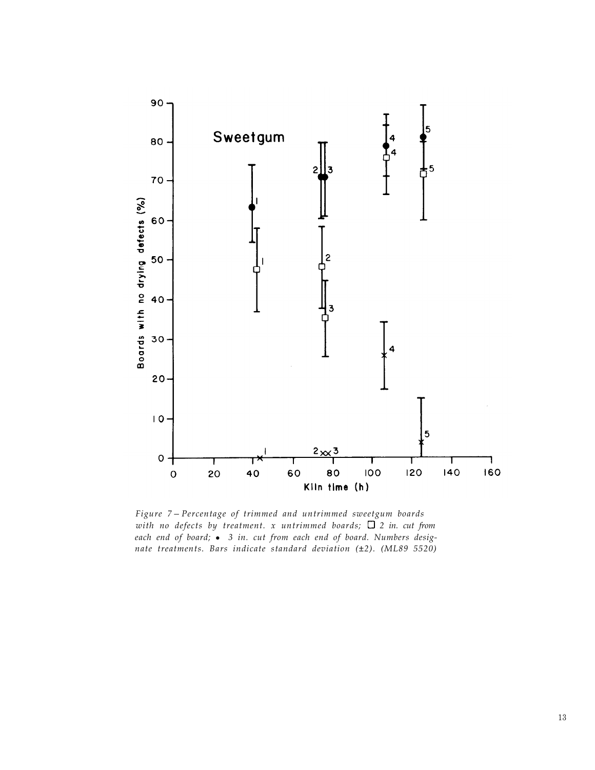*Figure 7 — Percentage of trimmed and untrimmed sweetgum boards with no defects by treatment. x untrimmed boards; ☐ 2 in. cut from each end of board; • 3 in. cut from each end of board. Numbers designate treatments. Bars indicate standard deviation (±2). (ML89 5520)*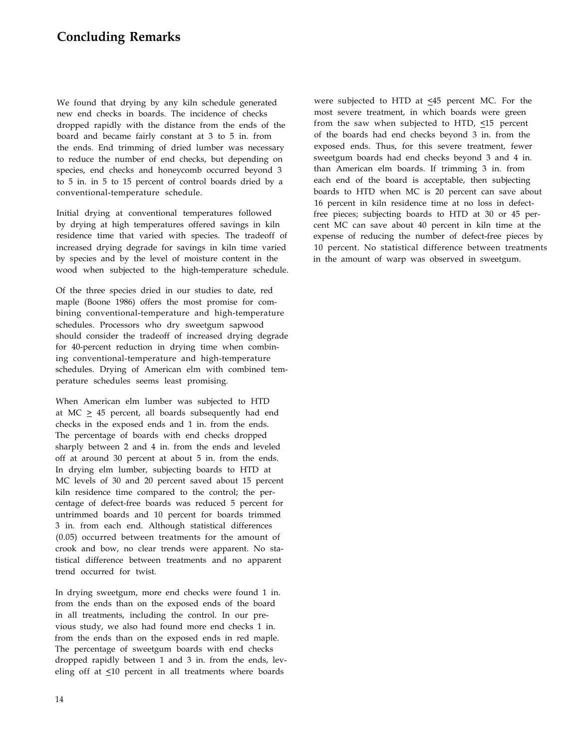## Concluding Remarks

We found that drying by any kiln schedule generated new end checks in boards. The incidence of checks dropped rapidly with the distance from the ends of the board and became fairly constant at 3 to 5 in. from the ends. End trimming of dried lumber was necessary to reduce the number of end checks, but depending on species, end checks and honeycomb occurred beyond 3 to 5 in. in 5 to 15 percent of control boards dried by a conventional-temperature schedule.

Initial drying at conventional temperatures followed by drying at high temperatures offered savings in kiln residence time that varied with species. The tradeoff of increased drying degrade for savings in kiln time varied by species and by the level of moisture content in the wood when subjected to the high-temperature schedule.

Of the three species dried in our studies to date, red maple (Boone 1986) offers the most promise for combining conventional-temperature and high-temperature schedules. Processors who dry sweetgum sapwood should consider the tradeoff of increased drying degrade for 40-percent reduction in drying time when combining conventional-temperature and high-temperature schedules. Drying of American elm with combined temperature schedules seems least promising.

When American elm lumber was subjected to HTD at MC $\geq$ 45 percent, all boards subsequently had end checks in the exposed ends and 1 in. from the ends. The percentage of boards with end checks dropped sharply between 2 and 4 in. from the ends and leveled off at around 30 percent at about 5 in. from the ends. In drying elm lumber, subjecting boards to HTD at MC levels of 30 and 20 percent saved about 15 percent kiln residence time compared to the control; the percentage of defect-free boards was reduced 5 percent for untrimmed boards and 10 percent for boards trimmed 3 in. from each end. Although statistical differences (0.05) occurred between treatments for the amount of crook and bow, no clear trends were apparent. No statistical difference between treatments and no apparent trend occurred for twist.

In drying sweetgum, more end checks were found 1 in. from the ends than on the exposed ends of the board in all treatments, including the control. In our previous study, we also had found more end checks 1 in. from the ends than on the exposed ends in red maple. The percentage of sweetgum boards with end checks dropped rapidly between 1 and 3 in. from the ends, leveling off at $\leq$10 percent in all treatments where boards were subjected to HTD at $\leq$45 percent MC. For the most severe treatment, in which boards were green from the saw when subjected to HTD, $\leq$15 percent of the boards had end checks beyond 3 in. from the exposed ends. Thus, for this severe treatment, fewer sweetgum boards had end checks beyond 3 and 4 in. than American elm boards. If trimming 3 in. from each end of the board is acceptable, then subjecting boards to HTD when MC is 20 percent can save about 16 percent in kiln residence time at no loss in defect-free pieces; subjecting boards to HTD at 30 or 45 percent MC can save about 40 percent in kiln time at the expense of reducing the number of defect-free pieces by 10 percent. No statistical difference between treatments in the amount of warp was observed in sweetgum.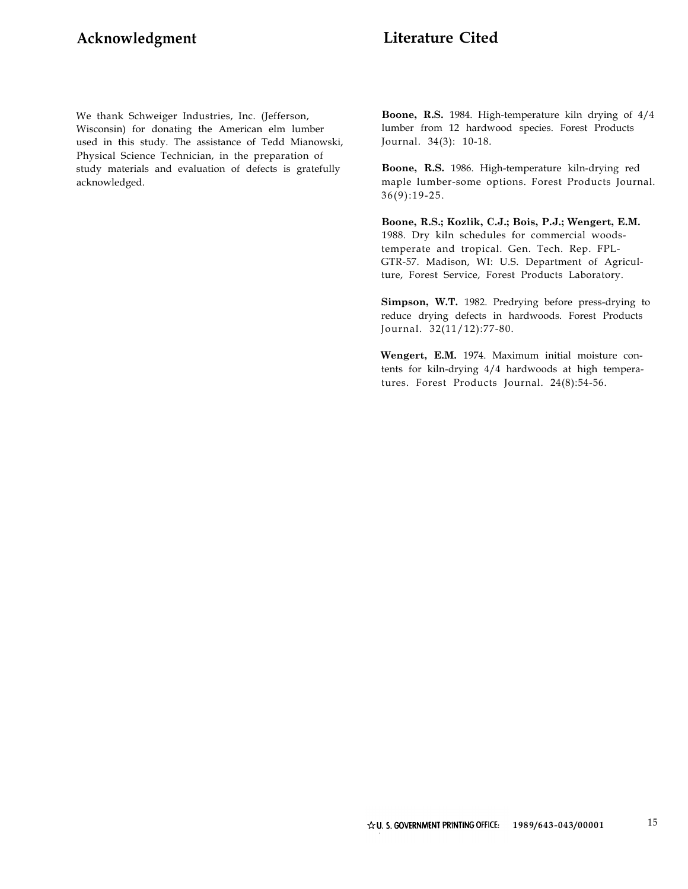## Acknowledgment

We thank Schweiger Industries, Inc. (Jefferson, Wisconsin) for donating the American elm lumber used in this study. The assistance of Tedd Mianowski, Physical Science Technician, in the preparation of study materials and evaluation of defects is gratefully acknowledged.

## Literature Cited

**Boone, R.S.** 1984. High-temperature kiln drying of 4/4 lumber from 12 hardwood species. Forest Products Journal. 34(3): 10-18.

**Boone, R.S.** 1986. High-temperature kiln-drying red maple lumber-some options. Forest Products Journal. 36(9):19-25.

**Boone, R.S.; Kozlik, C.J.; Bois, P.J.; Wengert, E.M.** 1988. Dry kiln schedules for commercial woods-temperate and tropical. Gen. Tech. Rep. FPL-GTR-57. Madison, WI: U.S. Department of Agriculture, Forest Service, Forest Products Laboratory.

**Simpson, W.T.** 1982. Predrying before press-drying to reduce drying defects in hardwoods. Forest Products Journal. 32(11/12):77-80.

**Wengert, E.M.** 1974. Maximum initial moisture contents for kiln-drying 4/4 hardwoods at high temperatures. Forest Products Journal. 24(8):54-56.

☆U. S. GOVERNMENT PRINTING OFFICE: 1989/643-043/00001